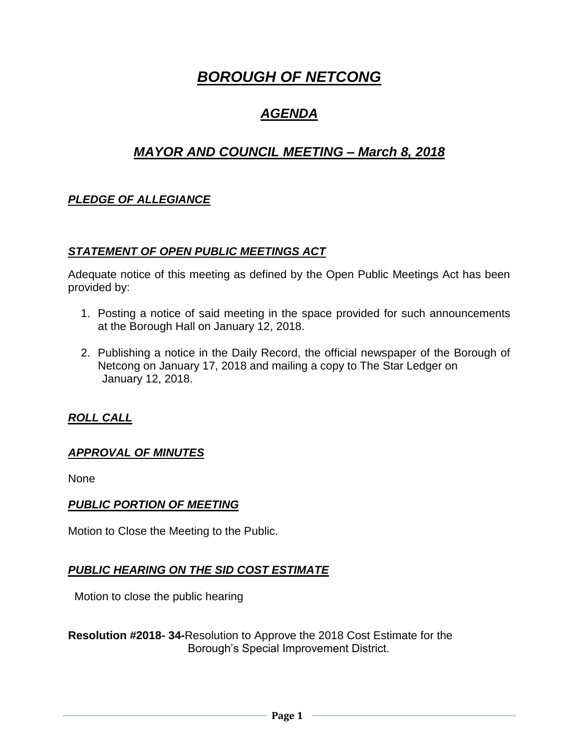# ***BOROUGH OF NETCONG***

## ***AGENDA***

## ***MAYOR AND COUNCIL MEETING – March 8, 2018***

### ***PLEDGE OF ALLEGIANCE***

### ***STATEMENT OF OPEN PUBLIC MEETINGS ACT***

Adequate notice of this meeting as defined by the Open Public Meetings Act has been provided by:

1. Posting a notice of said meeting in the space provided for such announcements at the Borough Hall on January 12, 2018.

2. Publishing a notice in the Daily Record, the official newspaper of the Borough of Netcong on January 17, 2018 and mailing a copy to The Star Ledger on January 12, 2018.

### ***ROLL CALL***

### ***APPROVAL OF MINUTES***

None

### ***PUBLIC PORTION OF MEETING***

Motion to Close the Meeting to the Public.

### ***PUBLIC HEARING ON THE SID COST ESTIMATE***

Motion to close the public hearing

**Resolution #2018- 34-**Resolution to Approve the 2018 Cost Estimate for the Borough's Special Improvement District.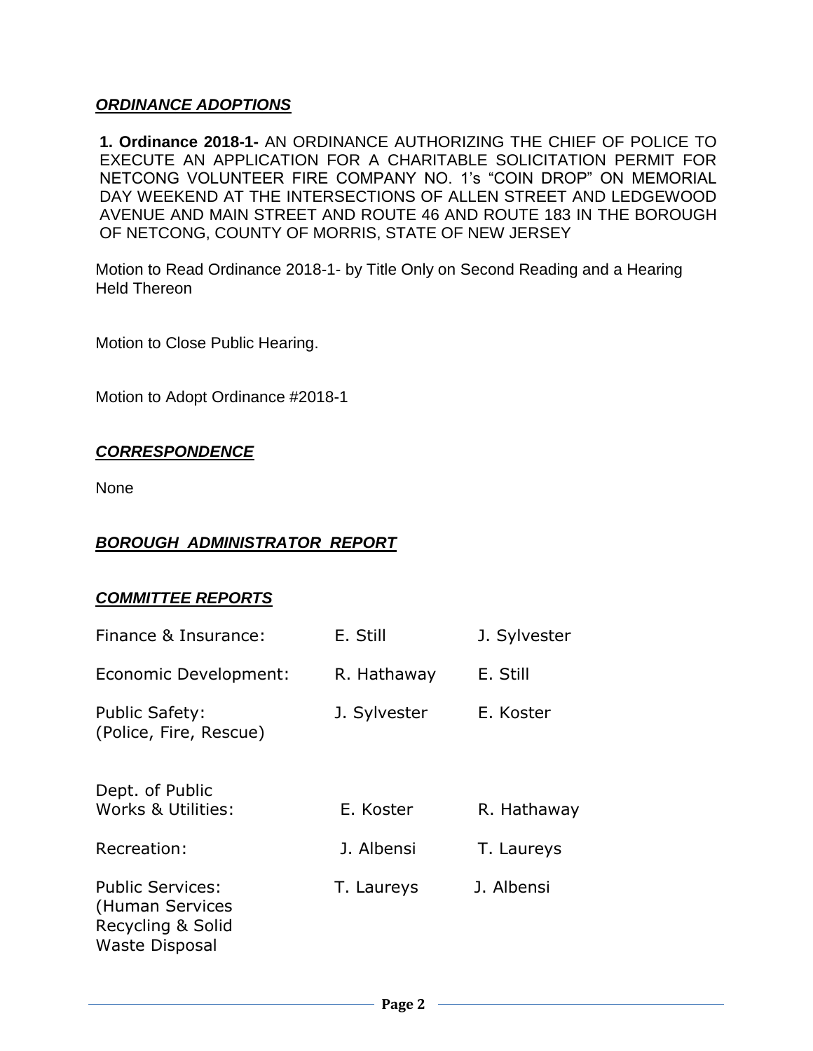## ***ORDINANCE ADOPTIONS***

**1. Ordinance 2018-1-** AN ORDINANCE AUTHORIZING THE CHIEF OF POLICE TO EXECUTE AN APPLICATION FOR A CHARITABLE SOLICITATION PERMIT FOR NETCONG VOLUNTEER FIRE COMPANY NO. 1's "COIN DROP" ON MEMORIAL DAY WEEKEND AT THE INTERSECTIONS OF ALLEN STREET AND LEDGEWOOD AVENUE AND MAIN STREET AND ROUTE 46 AND ROUTE 183 IN THE BOROUGH OF NETCONG, COUNTY OF MORRIS, STATE OF NEW JERSEY

Motion to Read Ordinance 2018-1- by Title Only on Second Reading and a Hearing Held Thereon

Motion to Close Public Hearing.

Motion to Adopt Ordinance #2018-1

## ***CORRESPONDENCE***

None

## ***BOROUGH ADMINISTRATOR REPORT***

## ***COMMITTEE REPORTS***

| | | |
|---|---|---|
| Finance & Insurance: | E. Still | J. Sylvester |
| Economic Development: | R. Hathaway | E. Still |
| Public Safety: (Police, Fire, Rescue) | J. Sylvester | E. Koster |
| Dept. of Public Works & Utilities: | E. Koster | R. Hathaway |
| Recreation: | J. Albensi | T. Laureys |
| Public Services: (Human Services Recycling & Solid Waste Disposal | T. Laureys | J. Albensi |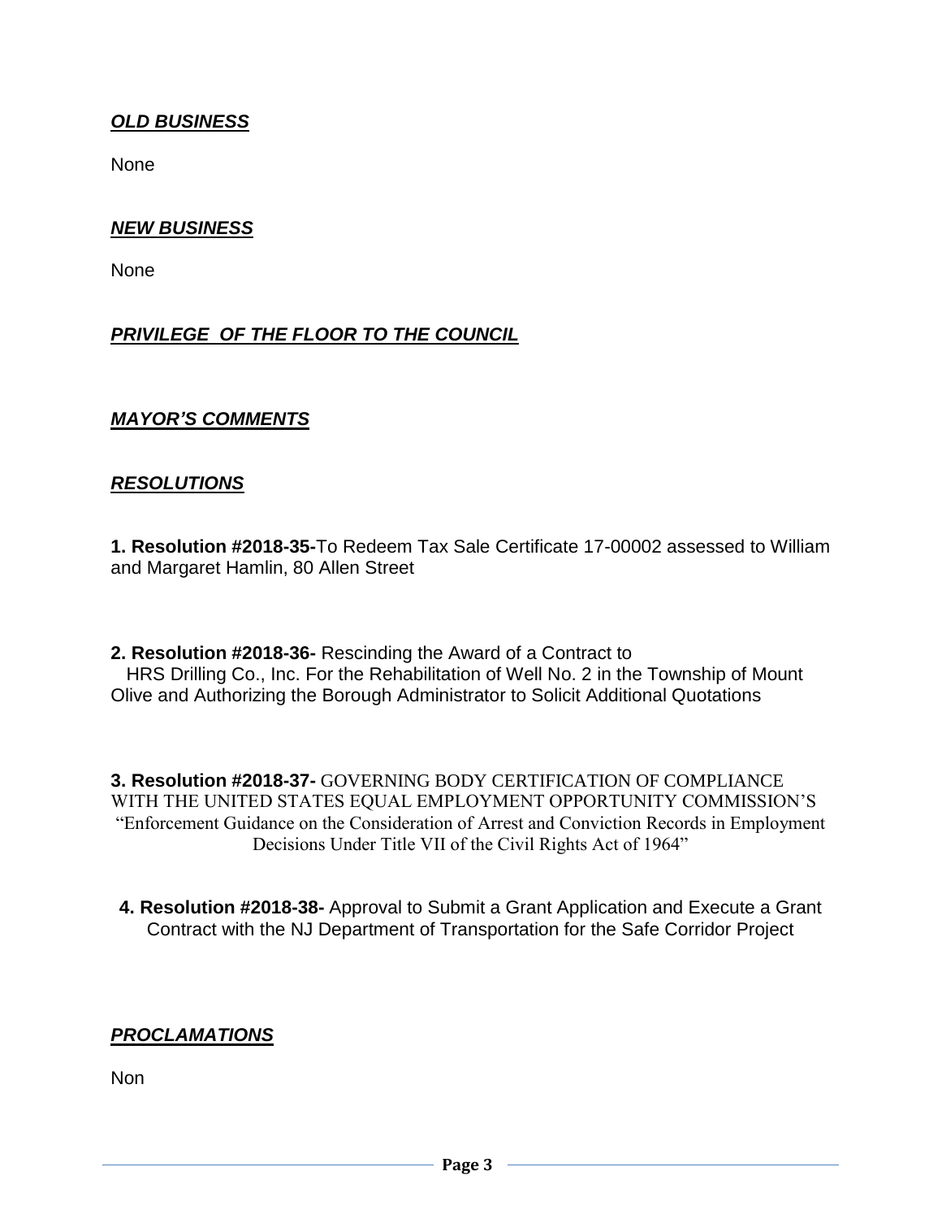## ***OLD BUSINESS***

None

## ***NEW BUSINESS***

None

## ***PRIVILEGE OF THE FLOOR TO THE COUNCIL***

## ***MAYOR'S COMMENTS***

## ***RESOLUTIONS***

**1. Resolution #2018-35-**To Redeem Tax Sale Certificate 17-00002 assessed to William and Margaret Hamlin, 80 Allen Street

**2. Resolution #2018-36-** Rescinding the Award of a Contract to HRS Drilling Co., Inc. For the Rehabilitation of Well No. 2 in the Township of Mount Olive and Authorizing the Borough Administrator to Solicit Additional Quotations

**3. Resolution #2018-37-** GOVERNING BODY CERTIFICATION OF COMPLIANCE WITH THE UNITED STATES EQUAL EMPLOYMENT OPPORTUNITY COMMISSION'S "Enforcement Guidance on the Consideration of Arrest and Conviction Records in Employment Decisions Under Title VII of the Civil Rights Act of 1964"

**4. Resolution #2018-38-** Approval to Submit a Grant Application and Execute a Grant Contract with the NJ Department of Transportation for the Safe Corridor Project

## ***PROCLAMATIONS***

Non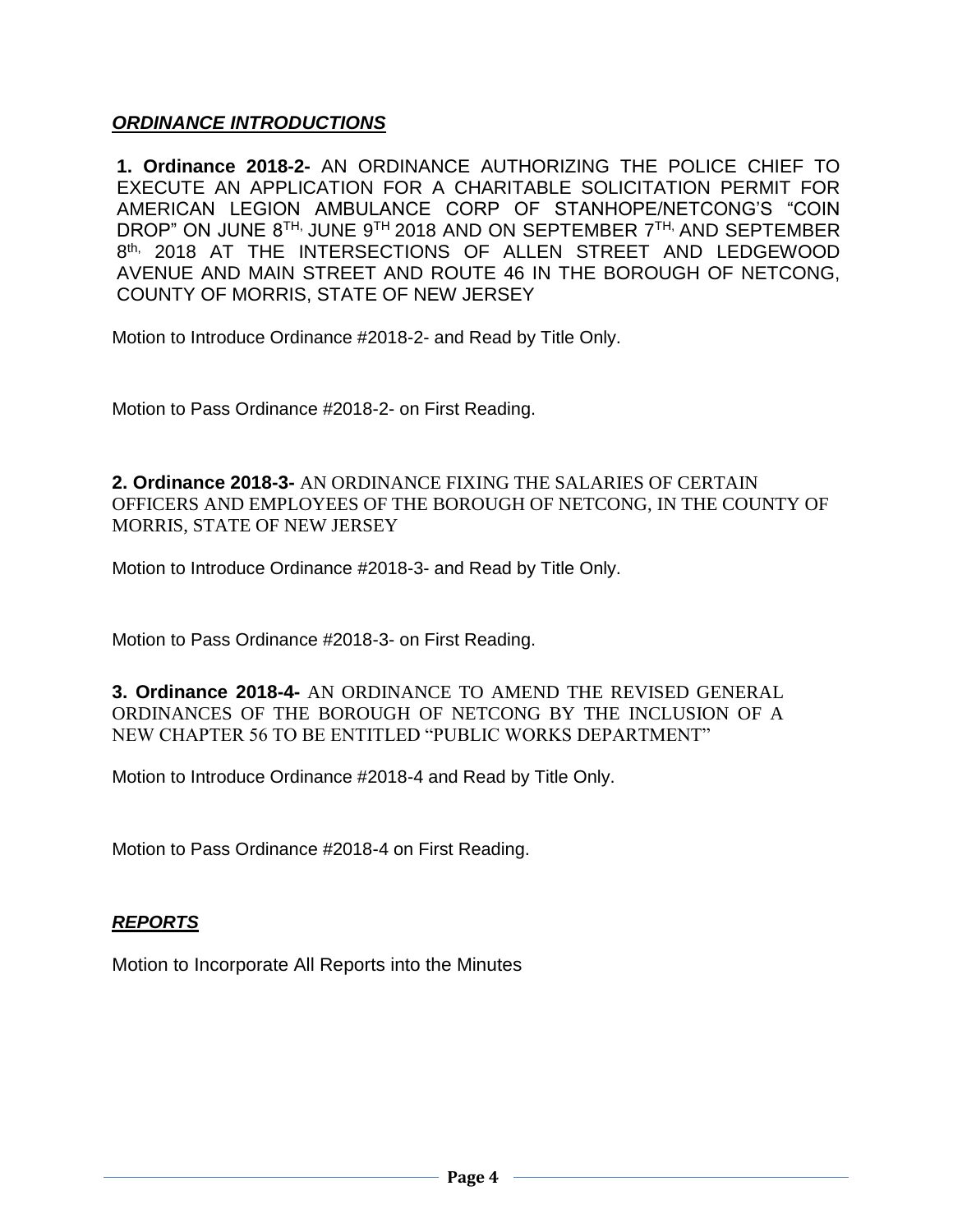## ***ORDINANCE INTRODUCTIONS***

**1. Ordinance 2018-2-** AN ORDINANCE AUTHORIZING THE POLICE CHIEF TO EXECUTE AN APPLICATION FOR A CHARITABLE SOLICITATION PERMIT FOR AMERICAN LEGION AMBULANCE CORP OF STANHOPE/NETCONG'S "COIN DROP" ON JUNE 8TH, JUNE 9TH 2018 AND ON SEPTEMBER 7TH, AND SEPTEMBER 8th, 2018 AT THE INTERSECTIONS OF ALLEN STREET AND LEDGEWOOD AVENUE AND MAIN STREET AND ROUTE 46 IN THE BOROUGH OF NETCONG, COUNTY OF MORRIS, STATE OF NEW JERSEY

Motion to Introduce Ordinance #2018-2- and Read by Title Only.

Motion to Pass Ordinance #2018-2- on First Reading.

**2. Ordinance 2018-3-** AN ORDINANCE FIXING THE SALARIES OF CERTAIN OFFICERS AND EMPLOYEES OF THE BOROUGH OF NETCONG, IN THE COUNTY OF MORRIS, STATE OF NEW JERSEY

Motion to Introduce Ordinance #2018-3- and Read by Title Only.

Motion to Pass Ordinance #2018-3- on First Reading.

**3. Ordinance 2018-4-** AN ORDINANCE TO AMEND THE REVISED GENERAL ORDINANCES OF THE BOROUGH OF NETCONG BY THE INCLUSION OF A NEW CHAPTER 56 TO BE ENTITLED "PUBLIC WORKS DEPARTMENT"

Motion to Introduce Ordinance #2018-4 and Read by Title Only.

Motion to Pass Ordinance #2018-4 on First Reading.

## ***REPORTS***

Motion to Incorporate All Reports into the Minutes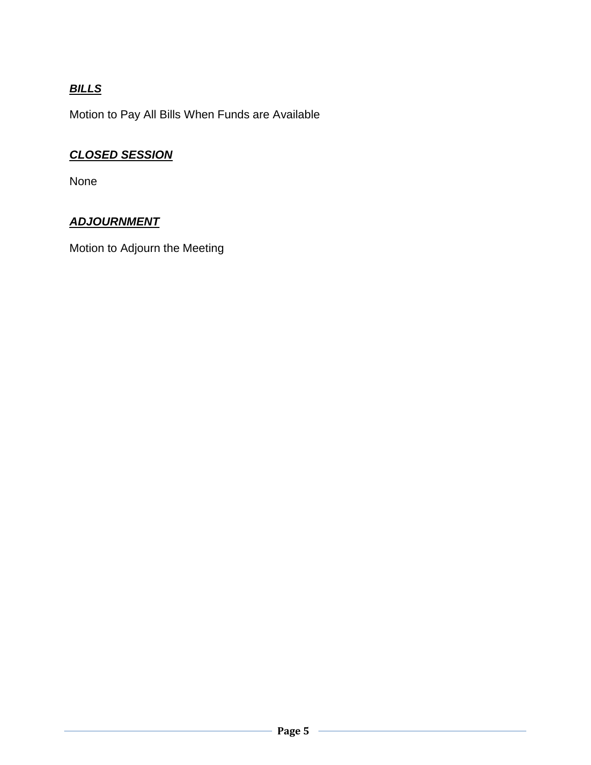***BILLS***

Motion to Pay All Bills When Funds are Available

***CLOSED SESSION***

None

***ADJOURNMENT***

Motion to Adjourn the Meeting